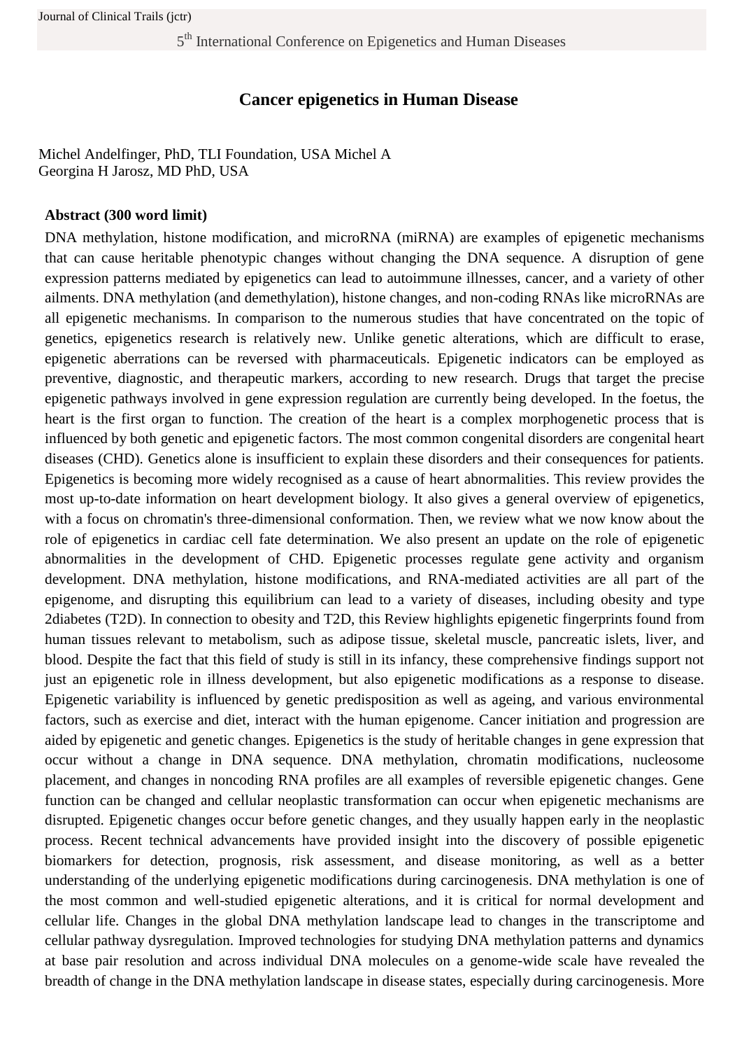# Cancer epigenetics in Human Disease

Michel Andelfinger, PhD, TLI Foundation, USA Michel A
Georgina H Jarosz, MD PhD, USA

**Abstract (300 word limit)**

DNA methylation, histone modification, and microRNA (miRNA) are examples of epigenetic mechanisms that can cause heritable phenotypic changes without changing the DNA sequence. A disruption of gene expression patterns mediated by epigenetics can lead to autoimmune illnesses, cancer, and a variety of other ailments. DNA methylation (and demethylation), histone changes, and non-coding RNAs like microRNAs are all epigenetic mechanisms. In comparison to the numerous studies that have concentrated on the topic of genetics, epigenetics research is relatively new. Unlike genetic alterations, which are difficult to erase, epigenetic aberrations can be reversed with pharmaceuticals. Epigenetic indicators can be employed as preventive, diagnostic, and therapeutic markers, according to new research. Drugs that target the precise epigenetic pathways involved in gene expression regulation are currently being developed. In the foetus, the heart is the first organ to function. The creation of the heart is a complex morphogenetic process that is influenced by both genetic and epigenetic factors. The most common congenital disorders are congenital heart diseases (CHD). Genetics alone is insufficient to explain these disorders and their consequences for patients. Epigenetics is becoming more widely recognised as a cause of heart abnormalities. This review provides the most up-to-date information on heart development biology. It also gives a general overview of epigenetics, with a focus on chromatin's three-dimensional conformation. Then, we review what we now know about the role of epigenetics in cardiac cell fate determination. We also present an update on the role of epigenetic abnormalities in the development of CHD. Epigenetic processes regulate gene activity and organism development. DNA methylation, histone modifications, and RNA-mediated activities are all part of the epigenome, and disrupting this equilibrium can lead to a variety of diseases, including obesity and type 2diabetes (T2D). In connection to obesity and T2D, this Review highlights epigenetic fingerprints found from human tissues relevant to metabolism, such as adipose tissue, skeletal muscle, pancreatic islets, liver, and blood. Despite the fact that this field of study is still in its infancy, these comprehensive findings support not just an epigenetic role in illness development, but also epigenetic modifications as a response to disease. Epigenetic variability is influenced by genetic predisposition as well as ageing, and various environmental factors, such as exercise and diet, interact with the human epigenome. Cancer initiation and progression are aided by epigenetic and genetic changes. Epigenetics is the study of heritable changes in gene expression that occur without a change in DNA sequence. DNA methylation, chromatin modifications, nucleosome placement, and changes in noncoding RNA profiles are all examples of reversible epigenetic changes. Gene function can be changed and cellular neoplastic transformation can occur when epigenetic mechanisms are disrupted. Epigenetic changes occur before genetic changes, and they usually happen early in the neoplastic process. Recent technical advancements have provided insight into the discovery of possible epigenetic biomarkers for detection, prognosis, risk assessment, and disease monitoring, as well as a better understanding of the underlying epigenetic modifications during carcinogenesis. DNA methylation is one of the most common and well-studied epigenetic alterations, and it is critical for normal development and cellular life. Changes in the global DNA methylation landscape lead to changes in the transcriptome and cellular pathway dysregulation. Improved technologies for studying DNA methylation patterns and dynamics at base pair resolution and across individual DNA molecules on a genome-wide scale have revealed the breadth of change in the DNA methylation landscape in disease states, especially during carcinogenesis. More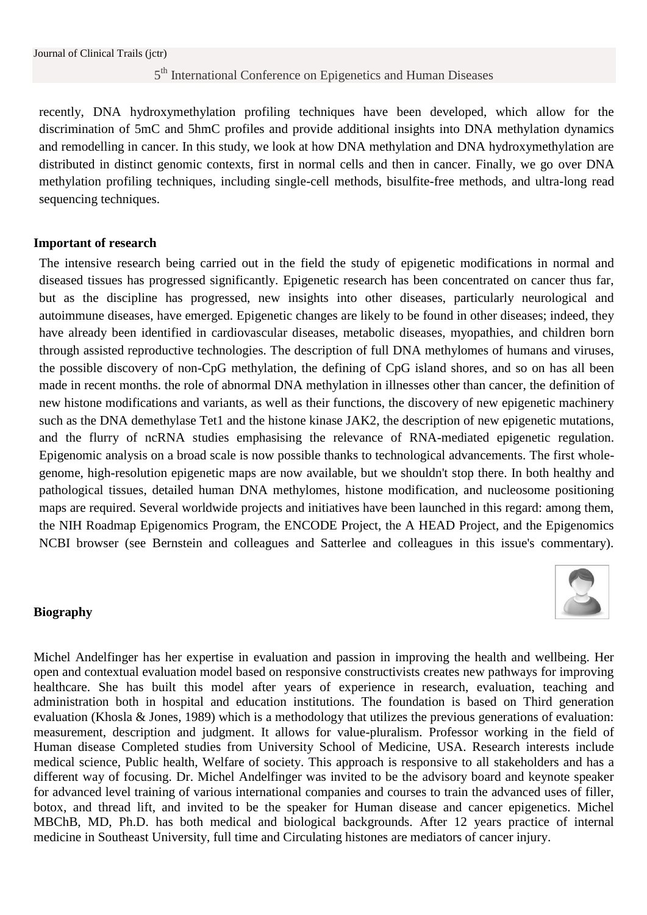recently, DNA hydroxymethylation profiling techniques have been developed, which allow for the discrimination of 5mC and 5hmC profiles and provide additional insights into DNA methylation dynamics and remodelling in cancer. In this study, we look at how DNA methylation and DNA hydroxymethylation are distributed in distinct genomic contexts, first in normal cells and then in cancer. Finally, we go over DNA methylation profiling techniques, including single-cell methods, bisulfite-free methods, and ultra-long read sequencing techniques.

**Important of research**

The intensive research being carried out in the field the study of epigenetic modifications in normal and diseased tissues has progressed significantly. Epigenetic research has been concentrated on cancer thus far, but as the discipline has progressed, new insights into other diseases, particularly neurological and autoimmune diseases, have emerged. Epigenetic changes are likely to be found in other diseases; indeed, they have already been identified in cardiovascular diseases, metabolic diseases, myopathies, and children born through assisted reproductive technologies. The description of full DNA methylomes of humans and viruses, the possible discovery of non-CpG methylation, the defining of CpG island shores, and so on has all been made in recent months. the role of abnormal DNA methylation in illnesses other than cancer, the definition of new histone modifications and variants, as well as their functions, the discovery of new epigenetic machinery such as the DNA demethylase Tet1 and the histone kinase JAK2, the description of new epigenetic mutations, and the flurry of ncRNA studies emphasising the relevance of RNA-mediated epigenetic regulation. Epigenomic analysis on a broad scale is now possible thanks to technological advancements. The first whole-genome, high-resolution epigenetic maps are now available, but we shouldn't stop there. In both healthy and pathological tissues, detailed human DNA methylomes, histone modification, and nucleosome positioning maps are required. Several worldwide projects and initiatives have been launched in this regard: among them, the NIH Roadmap Epigenomics Program, the ENCODE Project, the A HEAD Project, and the Epigenomics NCBI browser (see Bernstein and colleagues and Satterlee and colleagues in this issue's commentary).

**Biography**

Michel Andelfinger has her expertise in evaluation and passion in improving the health and wellbeing. Her open and contextual evaluation model based on responsive constructivists creates new pathways for improving healthcare. She has built this model after years of experience in research, evaluation, teaching and administration both in hospital and education institutions. The foundation is based on Third generation evaluation (Khosla & Jones, 1989) which is a methodology that utilizes the previous generations of evaluation: measurement, description and judgment. It allows for value-pluralism. Professor working in the field of Human disease Completed studies from University School of Medicine, USA. Research interests include medical science, Public health, Welfare of society. This approach is responsive to all stakeholders and has a different way of focusing. Dr. Michel Andelfinger was invited to be the advisory board and keynote speaker for advanced level training of various international companies and courses to train the advanced uses of filler, botox, and thread lift, and invited to be the speaker for Human disease and cancer epigenetics. Michel MBChB, MD, Ph.D. has both medical and biological backgrounds. After 12 years practice of internal medicine in Southeast University, full time and Circulating histones are mediators of cancer injury.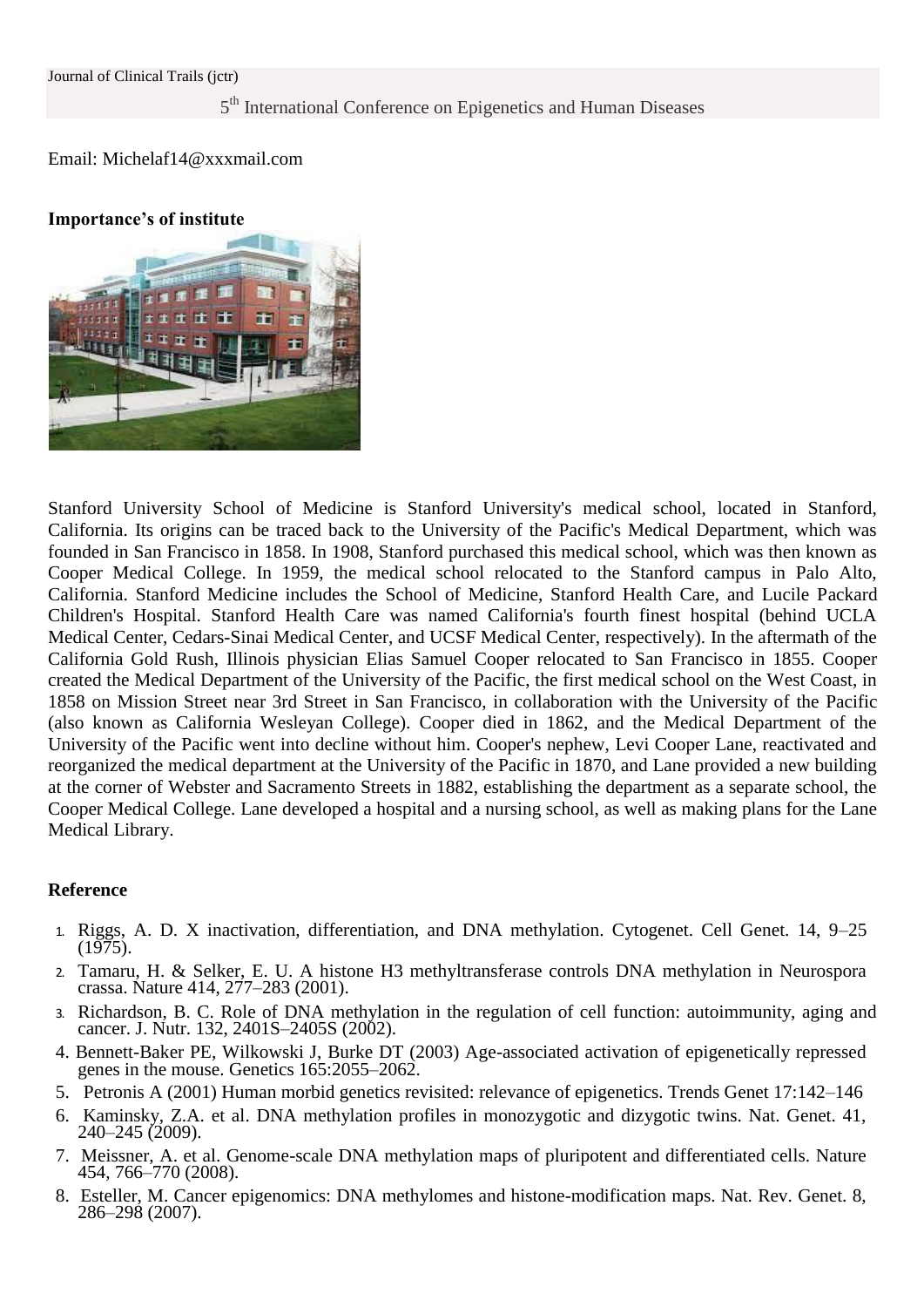Email: Michelaf14@xxxmail.com

**Importance's of institute**

Stanford University School of Medicine is Stanford University's medical school, located in Stanford, California. Its origins can be traced back to the University of the Pacific's Medical Department, which was founded in San Francisco in 1858. In 1908, Stanford purchased this medical school, which was then known as Cooper Medical College. In 1959, the medical school relocated to the Stanford campus in Palo Alto, California. Stanford Medicine includes the School of Medicine, Stanford Health Care, and Lucile Packard Children's Hospital. Stanford Health Care was named California's fourth finest hospital (behind UCLA Medical Center, Cedars-Sinai Medical Center, and UCSF Medical Center, respectively). In the aftermath of the California Gold Rush, Illinois physician Elias Samuel Cooper relocated to San Francisco in 1855. Cooper created the Medical Department of the University of the Pacific, the first medical school on the West Coast, in 1858 on Mission Street near 3rd Street in San Francisco, in collaboration with the University of the Pacific (also known as California Wesleyan College). Cooper died in 1862, and the Medical Department of the University of the Pacific went into decline without him. Cooper's nephew, Levi Cooper Lane, reactivated and reorganized the medical department at the University of the Pacific in 1870, and Lane provided a new building at the corner of Webster and Sacramento Streets in 1882, establishing the department as a separate school, the Cooper Medical College. Lane developed a hospital and a nursing school, as well as making plans for the Lane Medical Library.

**Reference**

1. Riggs, A. D. X inactivation, differentiation, and DNA methylation. Cytogenet. Cell Genet. 14, 9–25 (1975).
2. Tamaru, H. & Selker, E. U. A histone H3 methyltransferase controls DNA methylation in Neurospora crassa. Nature 414, 277–283 (2001).
3. Richardson, B. C. Role of DNA methylation in the regulation of cell function: autoimmunity, aging and cancer. J. Nutr. 132, 2401S–2405S (2002).
4. Bennett-Baker PE, Wilkowski J, Burke DT (2003) Age-associated activation of epigenetically repressed genes in the mouse. Genetics 165:2055–2062.
5. Petronis A (2001) Human morbid genetics revisited: relevance of epigenetics. Trends Genet 17:142–146
6. Kaminsky, Z.A. et al. DNA methylation profiles in monozygotic and dizygotic twins. Nat. Genet. 41, 240–245 (2009).
7. Meissner, A. et al. Genome-scale DNA methylation maps of pluripotent and differentiated cells. Nature 454, 766–770 (2008).
8. Esteller, M. Cancer epigenomics: DNA methylomes and histone-modification maps. Nat. Rev. Genet. 8, 286–298 (2007).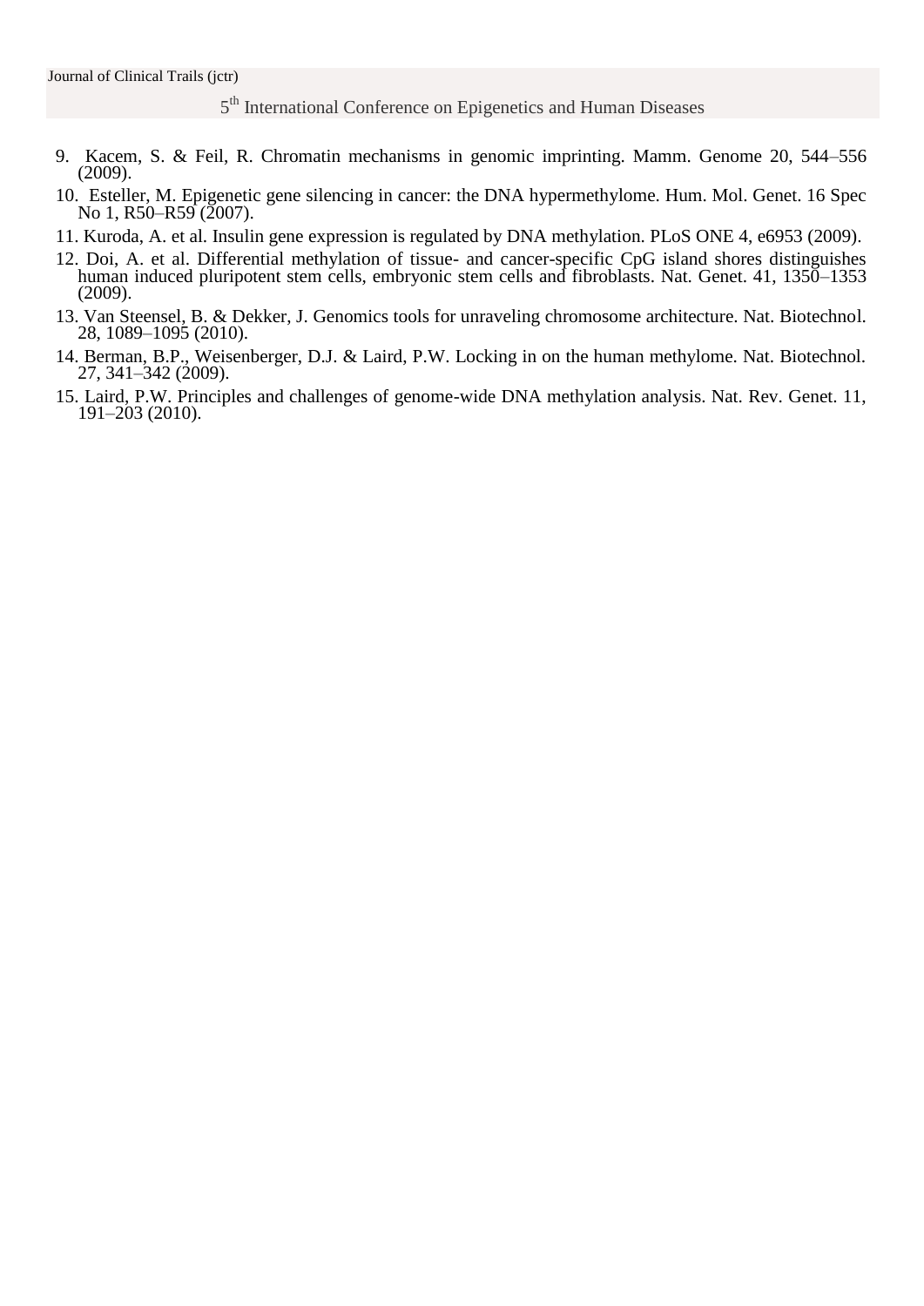9. Kacem, S. & Feil, R. Chromatin mechanisms in genomic imprinting. Mamm. Genome 20, 544–556 (2009).
10. Esteller, M. Epigenetic gene silencing in cancer: the DNA hypermethylome. Hum. Mol. Genet. 16 Spec No 1, R50–R59 (2007).
11. Kuroda, A. et al. Insulin gene expression is regulated by DNA methylation. PLoS ONE 4, e6953 (2009).
12. Doi, A. et al. Differential methylation of tissue- and cancer-specific CpG island shores distinguishes human induced pluripotent stem cells, embryonic stem cells and fibroblasts. Nat. Genet. 41, 1350–1353 (2009).
13. Van Steensel, B. & Dekker, J. Genomics tools for unraveling chromosome architecture. Nat. Biotechnol. 28, 1089–1095 (2010).
14. Berman, B.P., Weisenberger, D.J. & Laird, P.W. Locking in on the human methylome. Nat. Biotechnol. 27, 341–342 (2009).
15. Laird, P.W. Principles and challenges of genome-wide DNA methylation analysis. Nat. Rev. Genet. 11, 191–203 (2010).